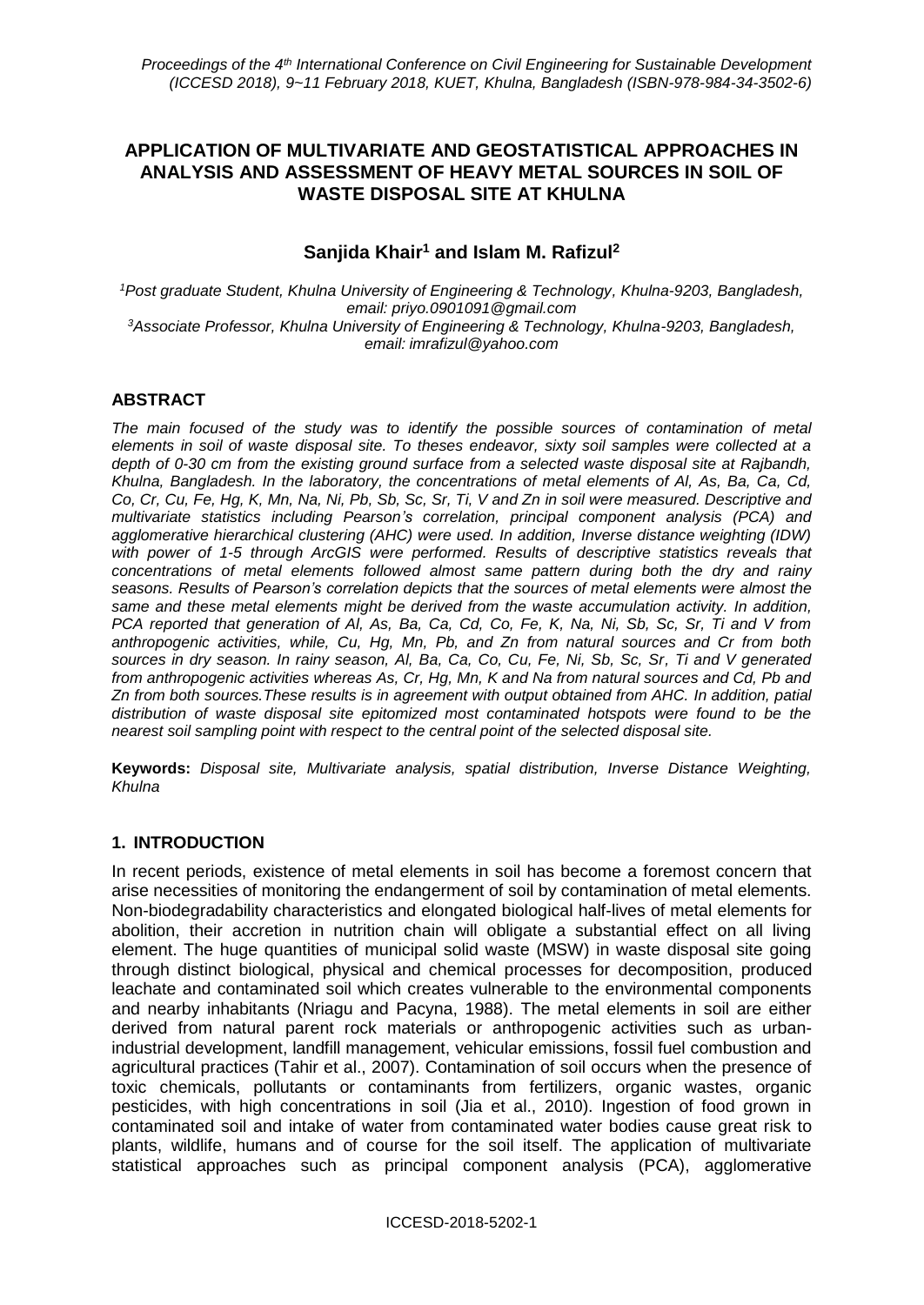# APPLICATION OF MULTIVARIATE AND GEOSTATISTICAL APPROACHES IN ANALYSIS AND ASSESSMENT OF HEAVY METAL SOURCES IN SOIL OF WASTE DISPOSAL SITE AT KHULNA

**Sanjida Khair[1] and Islam M. Rafizul[2]**

*[1]Post graduate Student, Khulna University of Engineering & Technology, Khulna-9203, Bangladesh, email: priyo.0901091@gmail.com*
*[3]Associate Professor, Khulna University of Engineering & Technology, Khulna-9203, Bangladesh, email: imrafizul@yahoo.com*

## ABSTRACT

*The main focused of the study was to identify the possible sources of contamination of metal elements in soil of waste disposal site. To theses endeavor, sixty soil samples were collected at a depth of 0-30 cm from the existing ground surface from a selected waste disposal site at Rajbandh, Khulna, Bangladesh. In the laboratory, the concentrations of metal elements of Al, As, Ba, Ca, Cd, Co, Cr, Cu, Fe, Hg, K, Mn, Na, Ni, Pb, Sb, Sc, Sr, Ti, V and Zn in soil were measured. Descriptive and multivariate statistics including Pearson's correlation, principal component analysis (PCA) and agglomerative hierarchical clustering (AHC) were used. In addition, Inverse distance weighting (IDW) with power of 1-5 through ArcGIS were performed. Results of descriptive statistics reveals that concentrations of metal elements followed almost same pattern during both the dry and rainy seasons. Results of Pearson's correlation depicts that the sources of metal elements were almost the same and these metal elements might be derived from the waste accumulation activity. In addition, PCA reported that generation of Al, As, Ba, Ca, Cd, Co, Fe, K, Na, Ni, Sb, Sc, Sr, Ti and V from anthropogenic activities, while, Cu, Hg, Mn, Pb, and Zn from natural sources and Cr from both sources in dry season. In rainy season, Al, Ba, Ca, Co, Cu, Fe, Ni, Sb, Sc, Sr, Ti and V generated from anthropogenic activities whereas As, Cr, Hg, Mn, K and Na from natural sources and Cd, Pb and Zn from both sources.These results is in agreement with output obtained from AHC. In addition, patial distribution of waste disposal site epitomized most contaminated hotspots were found to be the nearest soil sampling point with respect to the central point of the selected disposal site.*

**Keywords:** *Disposal site, Multivariate analysis, spatial distribution, Inverse Distance Weighting, Khulna*

## 1. INTRODUCTION

In recent periods, existence of metal elements in soil has become a foremost concern that arise necessities of monitoring the endangerment of soil by contamination of metal elements. Non-biodegradability characteristics and elongated biological half-lives of metal elements for abolition, their accretion in nutrition chain will obligate a substantial effect on all living element. The huge quantities of municipal solid waste (MSW) in waste disposal site going through distinct biological, physical and chemical processes for decomposition, produced leachate and contaminated soil which creates vulnerable to the environmental components and nearby inhabitants (Nriagu and Pacyna, 1988). The metal elements in soil are either derived from natural parent rock materials or anthropogenic activities such as urban-industrial development, landfill management, vehicular emissions, fossil fuel combustion and agricultural practices (Tahir et al., 2007). Contamination of soil occurs when the presence of toxic chemicals, pollutants or contaminants from fertilizers, organic wastes, organic pesticides, with high concentrations in soil (Jia et al., 2010). Ingestion of food grown in contaminated soil and intake of water from contaminated water bodies cause great risk to plants, wildlife, humans and of course for the soil itself. The application of multivariate statistical approaches such as principal component analysis (PCA), agglomerative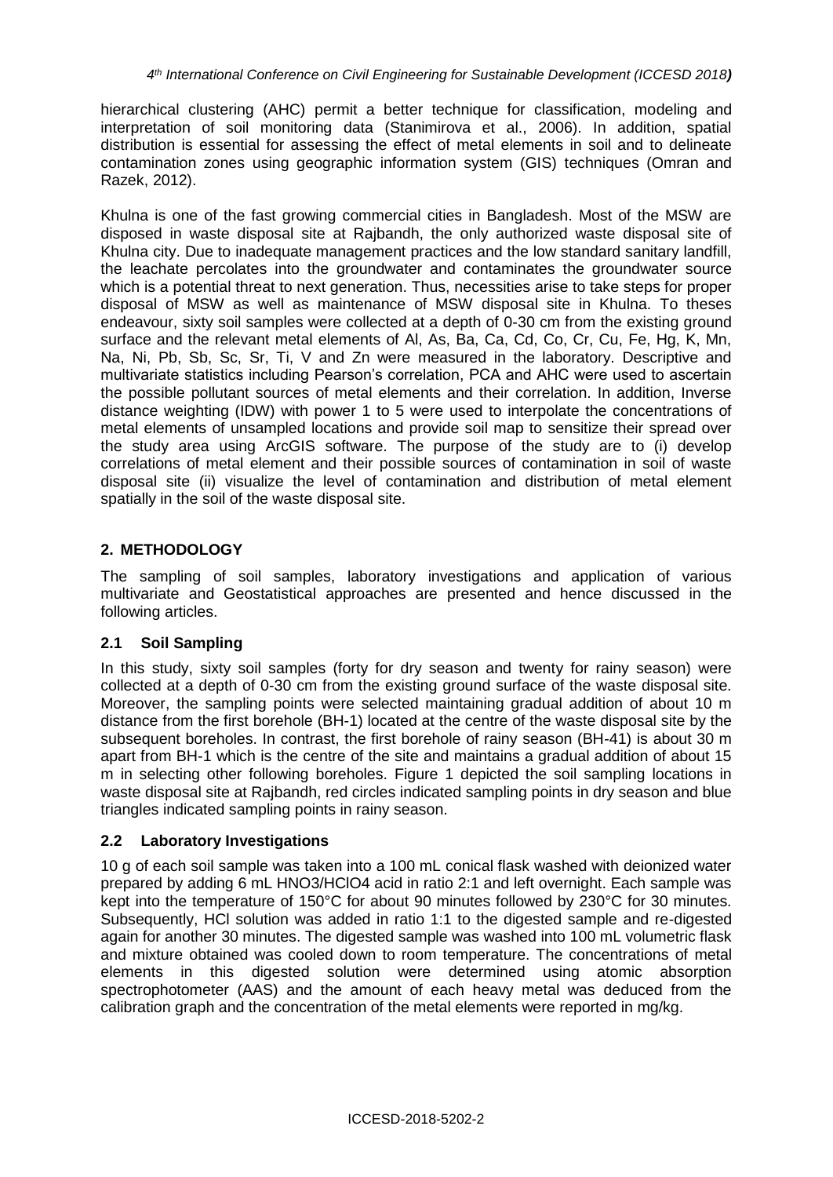hierarchical clustering (AHC) permit a better technique for classification, modeling and interpretation of soil monitoring data (Stanimirova et al., 2006). In addition, spatial distribution is essential for assessing the effect of metal elements in soil and to delineate contamination zones using geographic information system (GIS) techniques (Omran and Razek, 2012).

Khulna is one of the fast growing commercial cities in Bangladesh. Most of the MSW are disposed in waste disposal site at Rajbandh, the only authorized waste disposal site of Khulna city. Due to inadequate management practices and the low standard sanitary landfill, the leachate percolates into the groundwater and contaminates the groundwater source which is a potential threat to next generation. Thus, necessities arise to take steps for proper disposal of MSW as well as maintenance of MSW disposal site in Khulna. To theses endeavour, sixty soil samples were collected at a depth of 0-30 cm from the existing ground surface and the relevant metal elements of Al, As, Ba, Ca, Cd, Co, Cr, Cu, Fe, Hg, K, Mn, Na, Ni, Pb, Sb, Sc, Sr, Ti, V and Zn were measured in the laboratory. Descriptive and multivariate statistics including Pearson's correlation, PCA and AHC were used to ascertain the possible pollutant sources of metal elements and their correlation. In addition, Inverse distance weighting (IDW) with power 1 to 5 were used to interpolate the concentrations of metal elements of unsampled locations and provide soil map to sensitize their spread over the study area using ArcGIS software. The purpose of the study are to (i) develop correlations of metal element and their possible sources of contamination in soil of waste disposal site (ii) visualize the level of contamination and distribution of metal element spatially in the soil of the waste disposal site.

## 2. METHODOLOGY

The sampling of soil samples, laboratory investigations and application of various multivariate and Geostatistical approaches are presented and hence discussed in the following articles.

### 2.1 Soil Sampling

In this study, sixty soil samples (forty for dry season and twenty for rainy season) were collected at a depth of 0-30 cm from the existing ground surface of the waste disposal site. Moreover, the sampling points were selected maintaining gradual addition of about 10 m distance from the first borehole (BH-1) located at the centre of the waste disposal site by the subsequent boreholes. In contrast, the first borehole of rainy season (BH-41) is about 30 m apart from BH-1 which is the centre of the site and maintains a gradual addition of about 15 m in selecting other following boreholes. Figure 1 depicted the soil sampling locations in waste disposal site at Rajbandh, red circles indicated sampling points in dry season and blue triangles indicated sampling points in rainy season.

### 2.2 Laboratory Investigations

10 g of each soil sample was taken into a 100 mL conical flask washed with deionized water prepared by adding 6 mL $HNO_3$/$HClO_4$ acid in ratio 2:1 and left overnight. Each sample was kept into the temperature of 150°C for about 90 minutes followed by 230°C for 30 minutes. Subsequently, HCl solution was added in ratio 1:1 to the digested sample and re-digested again for another 30 minutes. The digested sample was washed into 100 mL volumetric flask and mixture obtained was cooled down to room temperature. The concentrations of metal elements in this digested solution were determined using atomic absorption spectrophotometer (AAS) and the amount of each heavy metal was deduced from the calibration graph and the concentration of the metal elements were reported in mg/kg.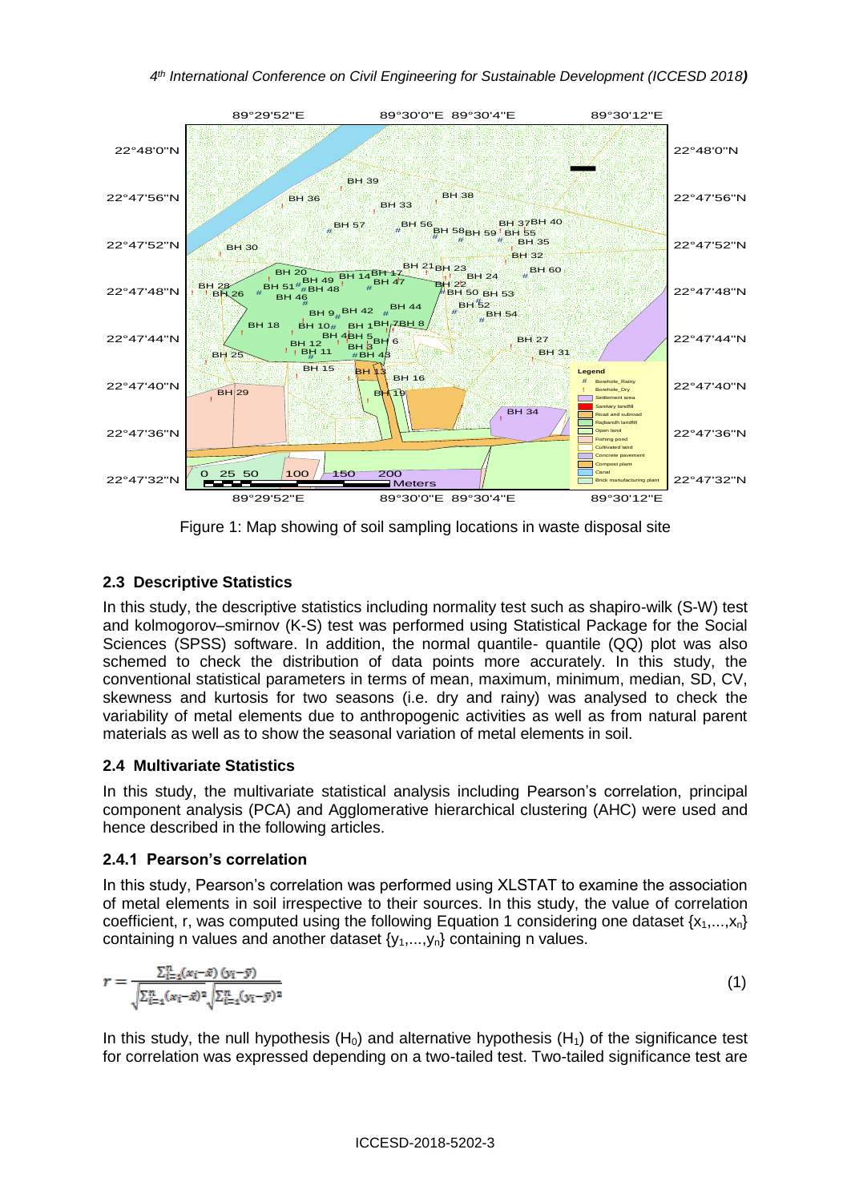Figure 1: Map showing of soil sampling locations in waste disposal site

### 2.3 Descriptive Statistics

In this study, the descriptive statistics including normality test such as shapiro-wilk (S-W) test and kolmogorov–smirnov (K-S) test was performed using Statistical Package for the Social Sciences (SPSS) software. In addition, the normal quantile- quantile (QQ) plot was also schemed to check the distribution of data points more accurately. In this study, the conventional statistical parameters in terms of mean, maximum, minimum, median, SD, CV, skewness and kurtosis for two seasons (i.e. dry and rainy) was analysed to check the variability of metal elements due to anthropogenic activities as well as from natural parent materials as well as to show the seasonal variation of metal elements in soil.

### 2.4 Multivariate Statistics

In this study, the multivariate statistical analysis including Pearson's correlation, principal component analysis (PCA) and Agglomerative hierarchical clustering (AHC) were used and hence described in the following articles.

#### 2.4.1 Pearson's correlation

In this study, Pearson's correlation was performed using XLSTAT to examine the association of metal elements in soil irrespective to their sources. In this study, the value of correlation coefficient, r, was computed using the following Equation 1 considering one dataset $\{x_1,...,x_n\}$ containing n values and another dataset $\{y_1,...,y_n\}$ containing n values.

$$r = \frac{\sum_{i=1}^{n}(x_i-\bar{x})(y_i-\bar{y})}{\sqrt{\sum_{i=1}^{n}(x_i-\bar{x})^2}\sqrt{\sum_{i=1}^{n}(y_i-\bar{y})^2}} \quad (1)$$

In this study, the null hypothesis ($H_0$) and alternative hypothesis ($H_1$) of the significance test for correlation was expressed depending on a two-tailed test. Two-tailed significance test are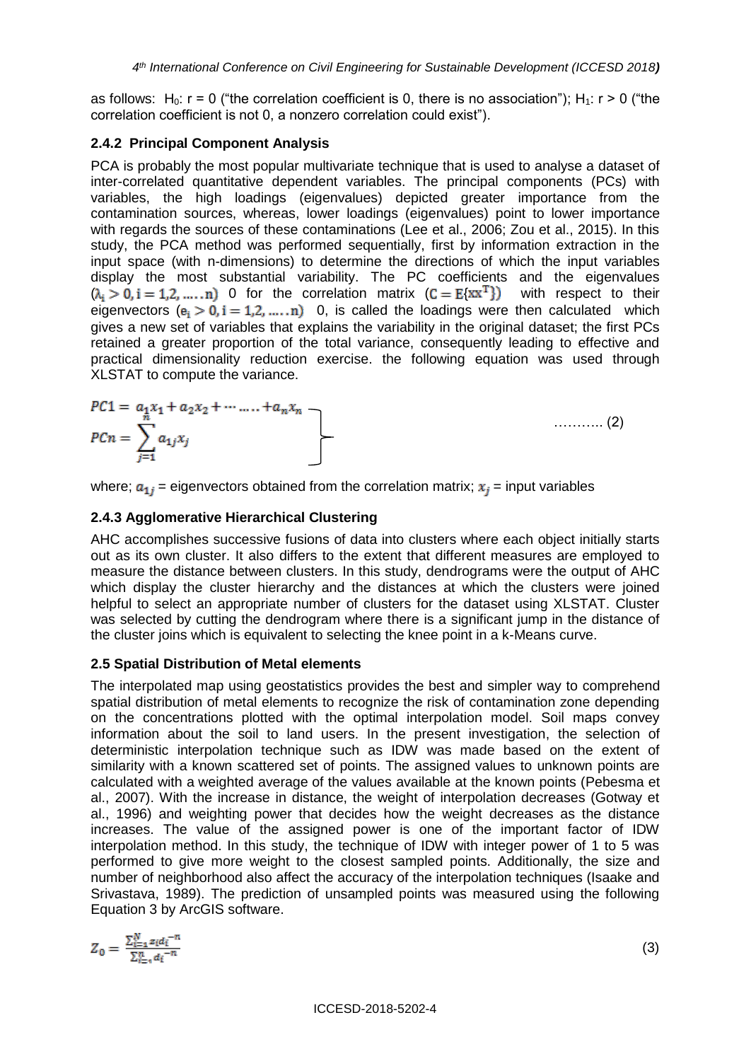as follows: $H_0$: r = 0 ("the correlation coefficient is 0, there is no association"); $H_1$: r > 0 ("the correlation coefficient is not 0, a nonzero correlation could exist").

### 2.4.2 Principal Component Analysis

PCA is probably the most popular multivariate technique that is used to analyse a dataset of inter-correlated quantitative dependent variables. The principal components (PCs) with variables, the high loadings (eigenvalues) depicted greater importance from the contamination sources, whereas, lower loadings (eigenvalues) point to lower importance with regards the sources of these contaminations (Lee et al., 2006; Zou et al., 2015). In this study, the PCA method was performed sequentially, first by information extraction in the input space (with n-dimensions) to determine the directions of which the input variables display the most substantial variability. The PC coefficients and the eigenvalues $(\lambda_i > 0, i = 1,2, \ldots..n)$ 0 for the correlation matrix $(C = E\{xx^T\})$ with respect to their eigenvectors $(e_i > 0, i = 1,2, \ldots..n)$ 0, is called the loadings were then calculated which gives a new set of variables that explains the variability in the original dataset; the first PCs retained a greater proportion of the total variance, consequently leading to effective and practical dimensionality reduction exercise. the following equation was used through XLSTAT to compute the variance.

$$
\left.
\begin{aligned}
PC1 &= a_1x_1 + a_2x_2 + \cdots \ldots + a_nx_n \\
PCn &= \sum_{j=1}^{n} a_{1j}x_j
\end{aligned}
\right\} \qquad \ldots\ldots\ldots (2)
$$

where; $a_{1j}$ = eigenvectors obtained from the correlation matrix; $x_j$ = input variables

### 2.4.3 Agglomerative Hierarchical Clustering

AHC accomplishes successive fusions of data into clusters where each object initially starts out as its own cluster. It also differs to the extent that different measures are employed to measure the distance between clusters. In this study, dendrograms were the output of AHC which display the cluster hierarchy and the distances at which the clusters were joined helpful to select an appropriate number of clusters for the dataset using XLSTAT. Cluster was selected by cutting the dendrogram where there is a significant jump in the distance of the cluster joins which is equivalent to selecting the knee point in a k-Means curve.

## 2.5 Spatial Distribution of Metal elements

The interpolated map using geostatistics provides the best and simpler way to comprehend spatial distribution of metal elements to recognize the risk of contamination zone depending on the concentrations plotted with the optimal interpolation model. Soil maps convey information about the soil to land users. In the present investigation, the selection of deterministic interpolation technique such as IDW was made based on the extent of similarity with a known scattered set of points. The assigned values to unknown points are calculated with a weighted average of the values available at the known points (Pebesma et al., 2007). With the increase in distance, the weight of interpolation decreases (Gotway et al., 1996) and weighting power that decides how the weight decreases as the distance increases. The value of the assigned power is one of the important factor of IDW interpolation method. In this study, the technique of IDW with integer power of 1 to 5 was performed to give more weight to the closest sampled points. Additionally, the size and number of neighborhood also affect the accuracy of the interpolation techniques (Isaake and Srivastava, 1989). The prediction of unsampled points was measured using the following Equation 3 by ArcGIS software.

$$
Z_0 = \frac{\sum_{i=1}^{N} z_i d_i^{-n}}{\sum_{i=1}^{n} d_i^{-n}} \qquad (3)
$$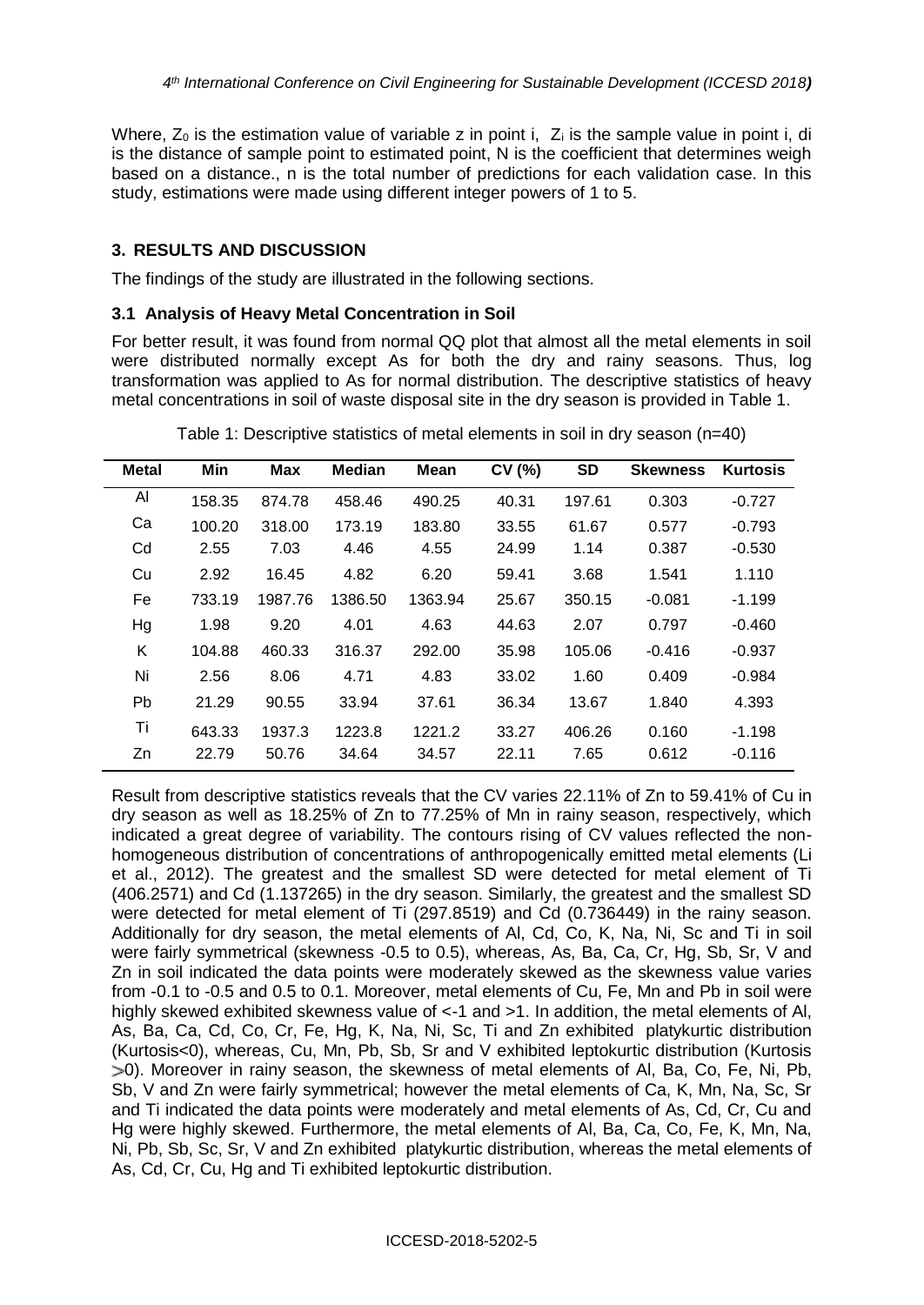Where, $Z_0$ is the estimation value of variable z in point i, $Z_i$ is the sample value in point i, di is the distance of sample point to estimated point, N is the coefficient that determines weigh based on a distance., n is the total number of predictions for each validation case. In this study, estimations were made using different integer powers of 1 to 5.

## 3. RESULTS AND DISCUSSION

The findings of the study are illustrated in the following sections.

### 3.1 Analysis of Heavy Metal Concentration in Soil

For better result, it was found from normal QQ plot that almost all the metal elements in soil were distributed normally except As for both the dry and rainy seasons. Thus, log transformation was applied to As for normal distribution. The descriptive statistics of heavy metal concentrations in soil of waste disposal site in the dry season is provided in Table 1.

Table 1: Descriptive statistics of metal elements in soil in dry season (n=40)

| Metal | Min | Max | Median | Mean | CV (%) | SD | Skewness | Kurtosis |
|---|---|---|---|---|---|---|---|---|
| Al | 158.35 | 874.78 | 458.46 | 490.25 | 40.31 | 197.61 | 0.303 | -0.727 |
| Ca | 100.20 | 318.00 | 173.19 | 183.80 | 33.55 | 61.67 | 0.577 | -0.793 |
| Cd | 2.55 | 7.03 | 4.46 | 4.55 | 24.99 | 1.14 | 0.387 | -0.530 |
| Cu | 2.92 | 16.45 | 4.82 | 6.20 | 59.41 | 3.68 | 1.541 | 1.110 |
| Fe | 733.19 | 1987.76 | 1386.50 | 1363.94 | 25.67 | 350.15 | -0.081 | -1.199 |
| Hg | 1.98 | 9.20 | 4.01 | 4.63 | 44.63 | 2.07 | 0.797 | -0.460 |
| K | 104.88 | 460.33 | 316.37 | 292.00 | 35.98 | 105.06 | -0.416 | -0.937 |
| Ni | 2.56 | 8.06 | 4.71 | 4.83 | 33.02 | 1.60 | 0.409 | -0.984 |
| Pb | 21.29 | 90.55 | 33.94 | 37.61 | 36.34 | 13.67 | 1.840 | 4.393 |
| Ti | 643.33 | 1937.3 | 1223.8 | 1221.2 | 33.27 | 406.26 | 0.160 | -1.198 |
| Zn | 22.79 | 50.76 | 34.64 | 34.57 | 22.11 | 7.65 | 0.612 | -0.116 |

Result from descriptive statistics reveals that the CV varies 22.11% of Zn to 59.41% of Cu in dry season as well as 18.25% of Zn to 77.25% of Mn in rainy season, respectively, which indicated a great degree of variability. The contours rising of CV values reflected the non-homogeneous distribution of concentrations of anthropogenically emitted metal elements (Li et al., 2012). The greatest and the smallest SD were detected for metal element of Ti (406.2571) and Cd (1.137265) in the dry season. Similarly, the greatest and the smallest SD were detected for metal element of Ti (297.8519) and Cd (0.736449) in the rainy season. Additionally for dry season, the metal elements of Al, Cd, Co, K, Na, Ni, Sc and Ti in soil were fairly symmetrical (skewness -0.5 to 0.5), whereas, As, Ba, Ca, Cr, Hg, Sb, Sr, V and Zn in soil indicated the data points were moderately skewed as the skewness value varies from -0.1 to -0.5 and 0.5 to 0.1. Moreover, metal elements of Cu, Fe, Mn and Pb in soil were highly skewed exhibited skewness value of <-1 and >1. In addition, the metal elements of Al, As, Ba, Ca, Cd, Co, Cr, Fe, Hg, K, Na, Ni, Sc, Ti and Zn exhibited platykurtic distribution (Kurtosis<0), whereas, Cu, Mn, Pb, Sb, Sr and V exhibited leptokurtic distribution (Kurtosis >0). Moreover in rainy season, the skewness of metal elements of Al, Ba, Co, Fe, Ni, Pb, Sb, V and Zn were fairly symmetrical; however the metal elements of Ca, K, Mn, Na, Sc, Sr and Ti indicated the data points were moderately and metal elements of As, Cd, Cr, Cu and Hg were highly skewed. Furthermore, the metal elements of Al, Ba, Ca, Co, Fe, K, Mn, Na, Ni, Pb, Sb, Sc, Sr, V and Zn exhibited platykurtic distribution, whereas the metal elements of As, Cd, Cr, Cu, Hg and Ti exhibited leptokurtic distribution.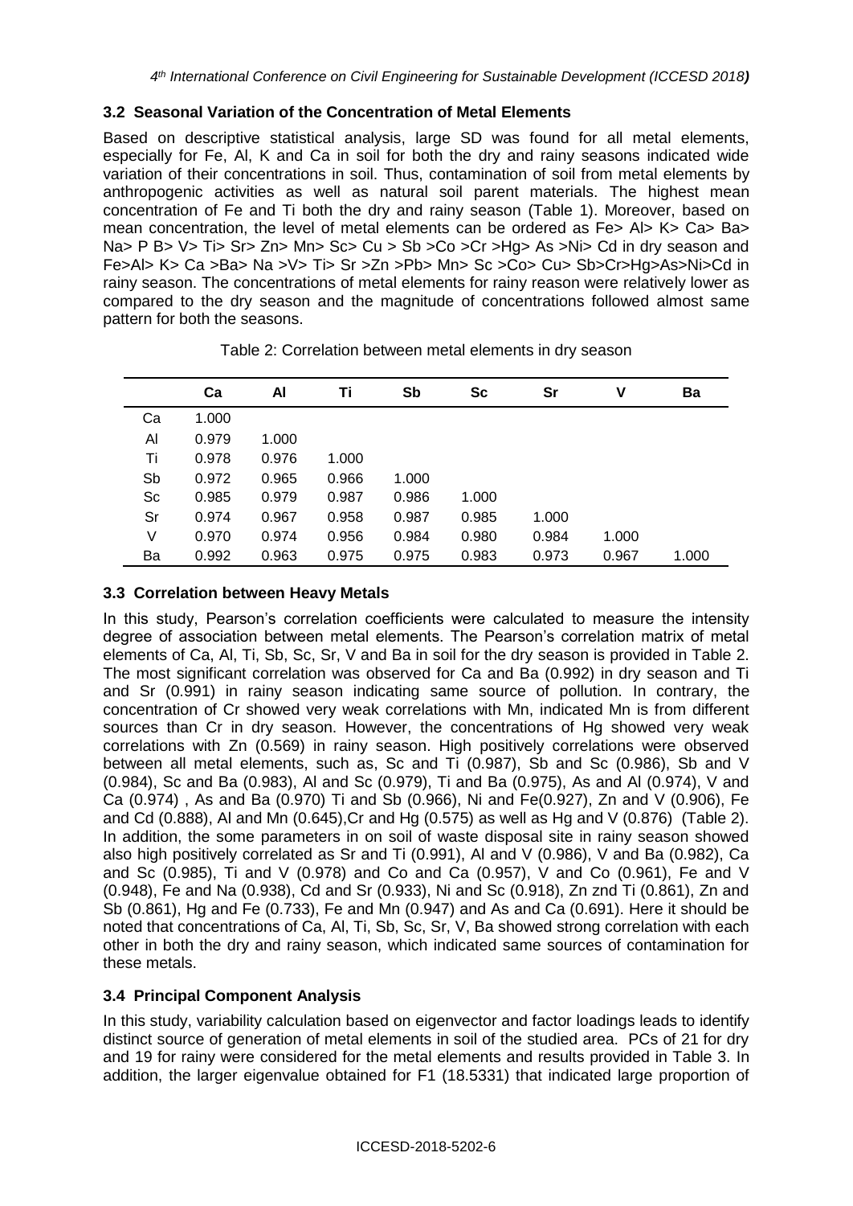### 3.2 Seasonal Variation of the Concentration of Metal Elements

Based on descriptive statistical analysis, large SD was found for all metal elements, especially for Fe, Al, K and Ca in soil for both the dry and rainy seasons indicated wide variation of their concentrations in soil. Thus, contamination of soil from metal elements by anthropogenic activities as well as natural soil parent materials. The highest mean concentration of Fe and Ti both the dry and rainy season (Table 1). Moreover, based on mean concentration, the level of metal elements can be ordered as Fe> Al> K> Ca> Ba> Na> P B> V> Ti> Sr> Zn> Mn> Sc> Cu > Sb >Co >Cr >Hg> As >Ni> Cd in dry season and Fe>Al> K> Ca >Ba> Na >V> Ti> Sr >Zn >Pb> Mn> Sc >Co> Cu> Sb>Cr>Hg>As>Ni>Cd in rainy season. The concentrations of metal elements for rainy reason were relatively lower as compared to the dry season and the magnitude of concentrations followed almost same pattern for both the seasons.

Table 2: Correlation between metal elements in dry season

| | Ca | Al | Ti | Sb | Sc | Sr | V | Ba |
|---|---|---|---|---|---|---|---|---|
| Ca | 1.000 | | | | | | | |
| Al | 0.979 | 1.000 | | | | | | |
| Ti | 0.978 | 0.976 | 1.000 | | | | | |
| Sb | 0.972 | 0.965 | 0.966 | 1.000 | | | | |
| Sc | 0.985 | 0.979 | 0.987 | 0.986 | 1.000 | | | |
| Sr | 0.974 | 0.967 | 0.958 | 0.987 | 0.985 | 1.000 | | |
| V | 0.970 | 0.974 | 0.956 | 0.984 | 0.980 | 0.984 | 1.000 | |
| Ba | 0.992 | 0.963 | 0.975 | 0.975 | 0.983 | 0.973 | 0.967 | 1.000 |

### 3.3 Correlation between Heavy Metals

In this study, Pearson's correlation coefficients were calculated to measure the intensity degree of association between metal elements. The Pearson's correlation matrix of metal elements of Ca, Al, Ti, Sb, Sc, Sr, V and Ba in soil for the dry season is provided in Table 2. The most significant correlation was observed for Ca and Ba (0.992) in dry season and Ti and Sr (0.991) in rainy season indicating same source of pollution. In contrary, the concentration of Cr showed very weak correlations with Mn, indicated Mn is from different sources than Cr in dry season. However, the concentrations of Hg showed very weak correlations with Zn (0.569) in rainy season. High positively correlations were observed between all metal elements, such as, Sc and Ti (0.987), Sb and Sc (0.986), Sb and V (0.984), Sc and Ba (0.983), Al and Sc (0.979), Ti and Ba (0.975), As and Al (0.974), V and Ca (0.974) , As and Ba (0.970) Ti and Sb (0.966), Ni and Fe(0.927), Zn and V (0.906), Fe and Cd (0.888), Al and Mn (0.645),Cr and Hg (0.575) as well as Hg and V (0.876) (Table 2). In addition, the some parameters in on soil of waste disposal site in rainy season showed also high positively correlated as Sr and Ti (0.991), Al and V (0.986), V and Ba (0.982), Ca and Sc (0.985), Ti and V (0.978) and Co and Ca (0.957), V and Co (0.961), Fe and V (0.948), Fe and Na (0.938), Cd and Sr (0.933), Ni and Sc (0.918), Zn znd Ti (0.861), Zn and Sb (0.861), Hg and Fe (0.733), Fe and Mn (0.947) and As and Ca (0.691). Here it should be noted that concentrations of Ca, Al, Ti, Sb, Sc, Sr, V, Ba showed strong correlation with each other in both the dry and rainy season, which indicated same sources of contamination for these metals.

### 3.4 Principal Component Analysis

In this study, variability calculation based on eigenvector and factor loadings leads to identify distinct source of generation of metal elements in soil of the studied area. PCs of 21 for dry and 19 for rainy were considered for the metal elements and results provided in Table 3. In addition, the larger eigenvalue obtained for F1 (18.5331) that indicated large proportion of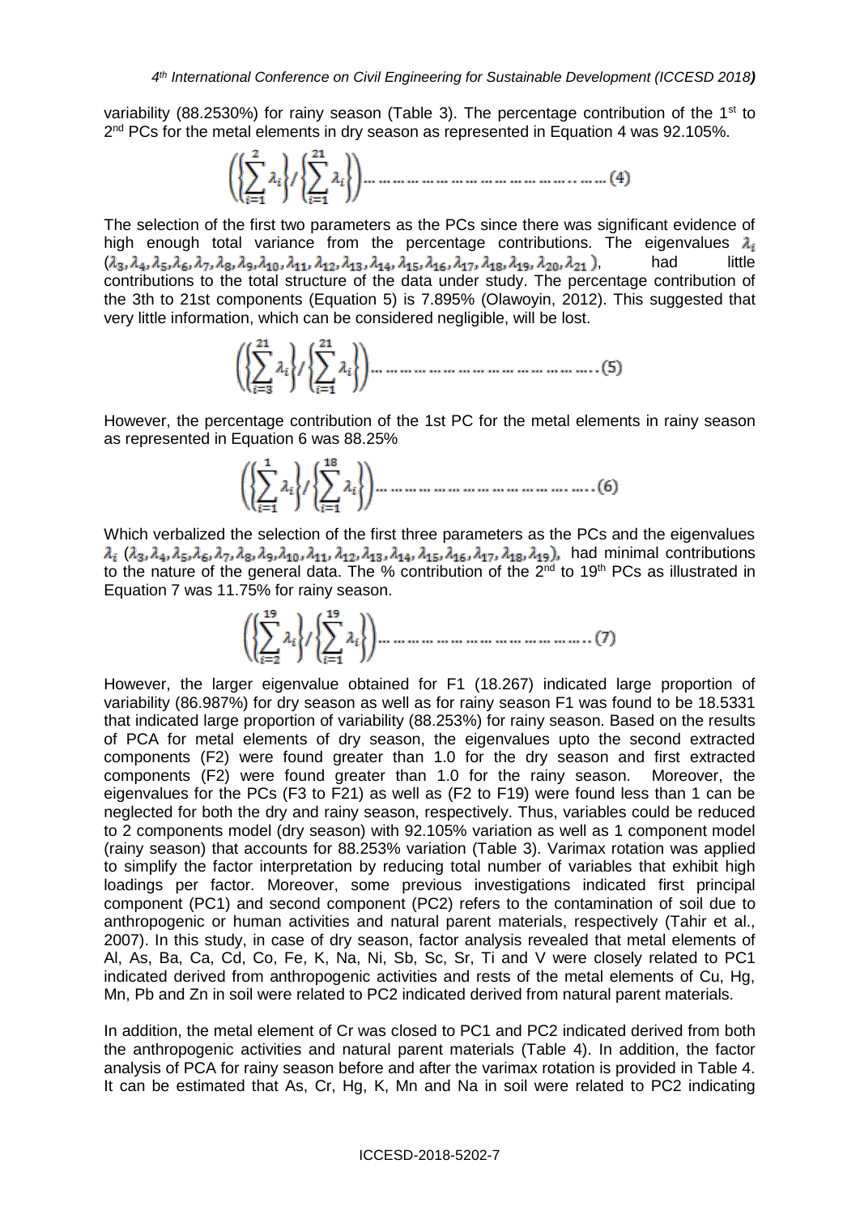variability (88.2530%) for rainy season (Table 3). The percentage contribution of the 1st to 2nd PCs for the metal elements in dry season as represented in Equation 4 was 92.105%.

$$\left(\left\{\sum_{i=1}^{2}\lambda_i\right\}/\left\{\sum_{i=1}^{21}\lambda_i\right\}\right)\ldots\ldots\ldots\ldots\ldots\ldots\ldots\ldots\ldots\ldots\ldots\ldots\ldots(4)$$

The selection of the first two parameters as the PCs since there was significant evidence of high enough total variance from the percentage contributions. The eigenvalues $\lambda_i$ ($\lambda_3, \lambda_4, \lambda_5, \lambda_6, \lambda_7, \lambda_8, \lambda_9, \lambda_{10}, \lambda_{11}, \lambda_{12}, \lambda_{13}, \lambda_{14}, \lambda_{15}, \lambda_{16}, \lambda_{17}, \lambda_{18}, \lambda_{19}, \lambda_{20}, \lambda_{21}$), had little contributions to the total structure of the data under study. The percentage contribution of the 3th to 21st components (Equation 5) is 7.895% (Olawoyin, 2012). This suggested that very little information, which can be considered negligible, will be lost.

$$\left(\left\{\sum_{i=3}^{21}\lambda_i\right\}/\left\{\sum_{i=1}^{21}\lambda_i\right\}\right)\ldots\ldots\ldots\ldots\ldots\ldots\ldots\ldots\ldots\ldots\ldots\ldots\ldots(5)$$

However, the percentage contribution of the 1st PC for the metal elements in rainy season as represented in Equation 6 was 88.25%

$$\left(\left\{\sum_{i=1}^{1}\lambda_i\right\}/\left\{\sum_{i=1}^{18}\lambda_i\right\}\right)\ldots\ldots\ldots\ldots\ldots\ldots\ldots\ldots\ldots\ldots\ldots\ldots\ldots(6)$$

Which verbalized the selection of the first three parameters as the PCs and the eigenvalues $\lambda_i$ ($\lambda_3, \lambda_4, \lambda_5, \lambda_6, \lambda_7, \lambda_8, \lambda_9, \lambda_{10}, \lambda_{11}, \lambda_{12}, \lambda_{13}, \lambda_{14}, \lambda_{15}, \lambda_{16}, \lambda_{17}, \lambda_{18}, \lambda_{19}$), had minimal contributions to the nature of the general data. The % contribution of the 2nd to 19th PCs as illustrated in Equation 7 was 11.75% for rainy season.

$$\left(\left\{\sum_{i=2}^{19}\lambda_i\right\}/\left\{\sum_{i=1}^{19}\lambda_i\right\}\right)\ldots\ldots\ldots\ldots\ldots\ldots\ldots\ldots\ldots\ldots\ldots\ldots\ldots(7)$$

However, the larger eigenvalue obtained for F1 (18.267) indicated large proportion of variability (86.987%) for dry season as well as for rainy season F1 was found to be 18.5331 that indicated large proportion of variability (88.253%) for rainy season. Based on the results of PCA for metal elements of dry season, the eigenvalues upto the second extracted components (F2) were found greater than 1.0 for the dry season and first extracted components (F2) were found greater than 1.0 for the rainy season. Moreover, the eigenvalues for the PCs (F3 to F21) as well as (F2 to F19) were found less than 1 can be neglected for both the dry and rainy season, respectively. Thus, variables could be reduced to 2 components model (dry season) with 92.105% variation as well as 1 component model (rainy season) that accounts for 88.253% variation (Table 3). Varimax rotation was applied to simplify the factor interpretation by reducing total number of variables that exhibit high loadings per factor. Moreover, some previous investigations indicated first principal component (PC1) and second component (PC2) refers to the contamination of soil due to anthropogenic or human activities and natural parent materials, respectively (Tahir et al., 2007). In this study, in case of dry season, factor analysis revealed that metal elements of Al, As, Ba, Ca, Cd, Co, Fe, K, Na, Ni, Sb, Sc, Sr, Ti and V were closely related to PC1 indicated derived from anthropogenic activities and rests of the metal elements of Cu, Hg, Mn, Pb and Zn in soil were related to PC2 indicated derived from natural parent materials.

In addition, the metal element of Cr was closed to PC1 and PC2 indicated derived from both the anthropogenic activities and natural parent materials (Table 4). In addition, the factor analysis of PCA for rainy season before and after the varimax rotation is provided in Table 4. It can be estimated that As, Cr, Hg, K, Mn and Na in soil were related to PC2 indicating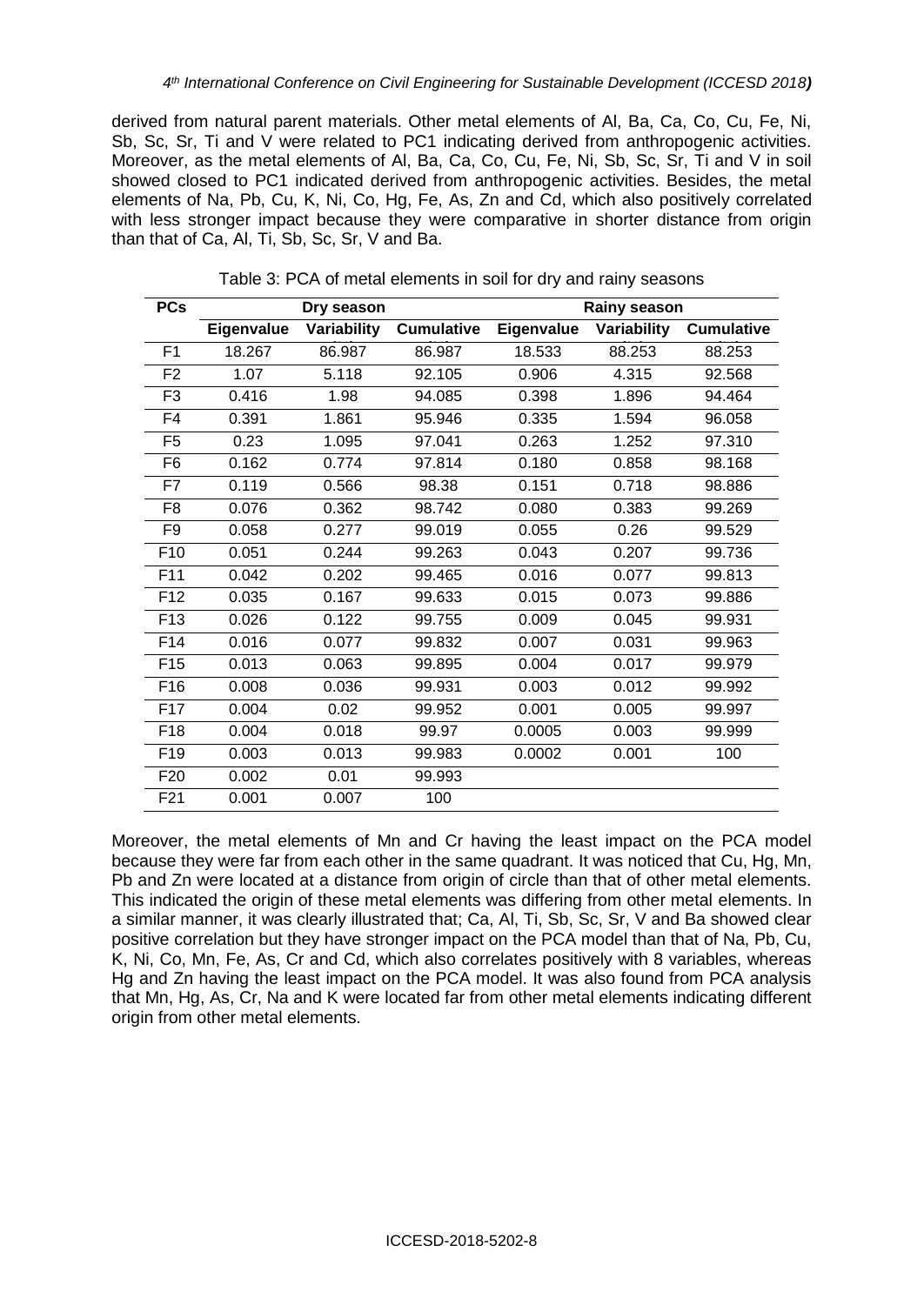derived from natural parent materials. Other metal elements of Al, Ba, Ca, Co, Cu, Fe, Ni, Sb, Sc, Sr, Ti and V were related to PC1 indicating derived from anthropogenic activities. Moreover, as the metal elements of Al, Ba, Ca, Co, Cu, Fe, Ni, Sb, Sc, Sr, Ti and V in soil showed closed to PC1 indicated derived from anthropogenic activities. Besides, the metal elements of Na, Pb, Cu, K, Ni, Co, Hg, Fe, As, Zn and Cd, which also positively correlated with less stronger impact because they were comparative in shorter distance from origin than that of Ca, Al, Ti, Sb, Sc, Sr, V and Ba.

Table 3: PCA of metal elements in soil for dry and rainy seasons

| PCs | Dry season | | | Rainy season | | |
|---|---|---|---|---|---|---|
| | Eigenvalue | Variability | Cumulative | Eigenvalue | Variability | Cumulative |
| F1 | 18.267 | 86.987 | 86.987 | 18.533 | 88.253 | 88.253 |
| F2 | 1.07 | 5.118 | 92.105 | 0.906 | 4.315 | 92.568 |
| F3 | 0.416 | 1.98 | 94.085 | 0.398 | 1.896 | 94.464 |
| F4 | 0.391 | 1.861 | 95.946 | 0.335 | 1.594 | 96.058 |
| F5 | 0.23 | 1.095 | 97.041 | 0.263 | 1.252 | 97.310 |
| F6 | 0.162 | 0.774 | 97.814 | 0.180 | 0.858 | 98.168 |
| F7 | 0.119 | 0.566 | 98.38 | 0.151 | 0.718 | 98.886 |
| F8 | 0.076 | 0.362 | 98.742 | 0.080 | 0.383 | 99.269 |
| F9 | 0.058 | 0.277 | 99.019 | 0.055 | 0.26 | 99.529 |
| F10 | 0.051 | 0.244 | 99.263 | 0.043 | 0.207 | 99.736 |
| F11 | 0.042 | 0.202 | 99.465 | 0.016 | 0.077 | 99.813 |
| F12 | 0.035 | 0.167 | 99.633 | 0.015 | 0.073 | 99.886 |
| F13 | 0.026 | 0.122 | 99.755 | 0.009 | 0.045 | 99.931 |
| F14 | 0.016 | 0.077 | 99.832 | 0.007 | 0.031 | 99.963 |
| F15 | 0.013 | 0.063 | 99.895 | 0.004 | 0.017 | 99.979 |
| F16 | 0.008 | 0.036 | 99.931 | 0.003 | 0.012 | 99.992 |
| F17 | 0.004 | 0.02 | 99.952 | 0.001 | 0.005 | 99.997 |
| F18 | 0.004 | 0.018 | 99.97 | 0.0005 | 0.003 | 99.999 |
| F19 | 0.003 | 0.013 | 99.983 | 0.0002 | 0.001 | 100 |
| F20 | 0.002 | 0.01 | 99.993 | | | |
| F21 | 0.001 | 0.007 | 100 | | | |

Moreover, the metal elements of Mn and Cr having the least impact on the PCA model because they were far from each other in the same quadrant. It was noticed that Cu, Hg, Mn, Pb and Zn were located at a distance from origin of circle than that of other metal elements. This indicated the origin of these metal elements was differing from other metal elements. In a similar manner, it was clearly illustrated that; Ca, Al, Ti, Sb, Sc, Sr, V and Ba showed clear positive correlation but they have stronger impact on the PCA model than that of Na, Pb, Cu, K, Ni, Co, Mn, Fe, As, Cr and Cd, which also correlates positively with 8 variables, whereas Hg and Zn having the least impact on the PCA model. It was also found from PCA analysis that Mn, Hg, As, Cr, Na and K were located far from other metal elements indicating different origin from other metal elements.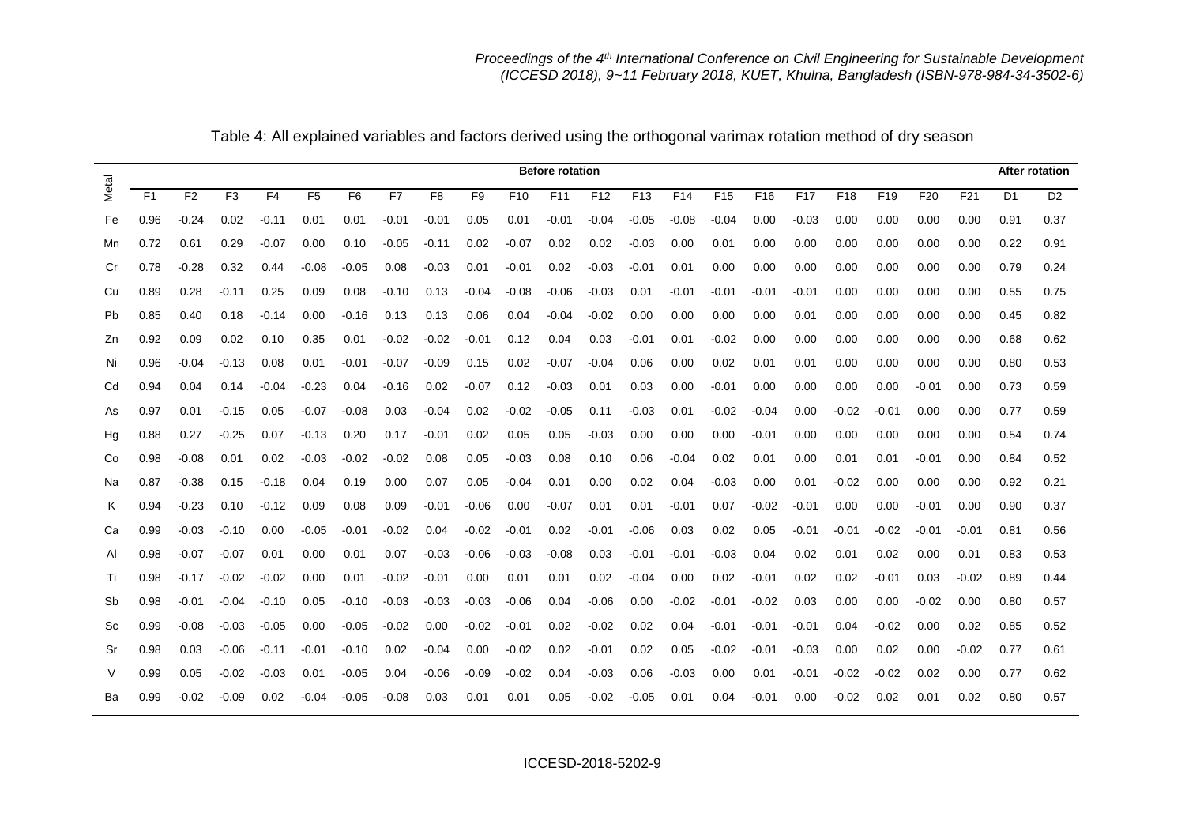Table 4: All explained variables and factors derived using the orthogonal varimax rotation method of dry season

| Metal | Before rotation | | | | | | | | | | | | | | | | | | | | | After rotation | |
|---|---|---|---|---|---|---|---|---|---|---|---|---|---|---|---|---|---|---|---|---|---|---|---|
| | F1 | F2 | F3 | F4 | F5 | F6 | F7 | F8 | F9 | F10 | F11 | F12 | F13 | F14 | F15 | F16 | F17 | F18 | F19 | F20 | F21 | D1 | D2 |
| Fe | 0.96 | -0.24 | 0.02 | -0.11 | 0.01 | 0.01 | -0.01 | -0.01 | 0.05 | 0.01 | -0.01 | -0.04 | -0.05 | -0.08 | -0.04 | 0.00 | -0.03 | 0.00 | 0.00 | 0.00 | 0.00 | 0.91 | 0.37 |
| Mn | 0.72 | 0.61 | 0.29 | -0.07 | 0.00 | 0.10 | -0.05 | -0.11 | 0.02 | -0.07 | 0.02 | 0.02 | -0.03 | 0.00 | 0.01 | 0.00 | 0.00 | 0.00 | 0.00 | 0.00 | 0.00 | 0.22 | 0.91 |
| Cr | 0.78 | -0.28 | 0.32 | 0.44 | -0.08 | -0.05 | 0.08 | -0.03 | 0.01 | -0.01 | 0.02 | -0.03 | -0.01 | 0.01 | 0.00 | 0.00 | 0.00 | 0.00 | 0.00 | 0.00 | 0.00 | 0.79 | 0.24 |
| Cu | 0.89 | 0.28 | -0.11 | 0.25 | 0.09 | 0.08 | -0.10 | 0.13 | -0.04 | -0.08 | -0.06 | -0.03 | 0.01 | -0.01 | -0.01 | -0.01 | -0.01 | 0.00 | 0.00 | 0.00 | 0.00 | 0.55 | 0.75 |
| Pb | 0.85 | 0.40 | 0.18 | -0.14 | 0.00 | -0.16 | 0.13 | 0.13 | 0.06 | 0.04 | -0.04 | -0.02 | 0.00 | 0.00 | 0.00 | 0.00 | 0.01 | 0.00 | 0.00 | 0.00 | 0.00 | 0.45 | 0.82 |
| Zn | 0.92 | 0.09 | 0.02 | 0.10 | 0.35 | 0.01 | -0.02 | -0.02 | -0.01 | 0.12 | 0.04 | 0.03 | -0.01 | 0.01 | -0.02 | 0.00 | 0.00 | 0.00 | 0.00 | 0.00 | 0.00 | 0.68 | 0.62 |
| Ni | 0.96 | -0.04 | -0.13 | 0.08 | 0.01 | -0.01 | -0.07 | -0.09 | 0.15 | 0.02 | -0.07 | -0.04 | 0.06 | 0.00 | 0.02 | 0.01 | 0.01 | 0.00 | 0.00 | 0.00 | 0.00 | 0.80 | 0.53 |
| Cd | 0.94 | 0.04 | 0.14 | -0.04 | -0.23 | 0.04 | -0.16 | 0.02 | -0.07 | 0.12 | -0.03 | 0.01 | 0.03 | 0.00 | -0.01 | 0.00 | 0.00 | 0.00 | 0.00 | -0.01 | 0.00 | 0.73 | 0.59 |
| As | 0.97 | 0.01 | -0.15 | 0.05 | -0.07 | -0.08 | 0.03 | -0.04 | 0.02 | -0.02 | -0.05 | 0.11 | -0.03 | 0.01 | -0.02 | -0.04 | 0.00 | -0.02 | -0.01 | 0.00 | 0.00 | 0.77 | 0.59 |
| Hg | 0.88 | 0.27 | -0.25 | 0.07 | -0.13 | 0.20 | 0.17 | -0.01 | 0.02 | 0.05 | 0.05 | -0.03 | 0.00 | 0.00 | 0.00 | -0.01 | 0.00 | 0.00 | 0.00 | 0.00 | 0.00 | 0.54 | 0.74 |
| Co | 0.98 | -0.08 | 0.01 | 0.02 | -0.03 | -0.02 | -0.02 | 0.08 | 0.05 | -0.03 | 0.08 | 0.10 | 0.06 | -0.04 | 0.02 | 0.01 | 0.00 | 0.01 | 0.01 | -0.01 | 0.00 | 0.84 | 0.52 |
| Na | 0.87 | -0.38 | 0.15 | -0.18 | 0.04 | 0.19 | 0.00 | 0.07 | 0.05 | -0.04 | 0.01 | 0.00 | 0.02 | 0.04 | -0.03 | 0.00 | 0.01 | -0.02 | 0.00 | 0.00 | 0.00 | 0.92 | 0.21 |
| K | 0.94 | -0.23 | 0.10 | -0.12 | 0.09 | 0.08 | 0.09 | -0.01 | -0.06 | 0.00 | -0.07 | 0.01 | 0.01 | -0.01 | 0.07 | -0.02 | -0.01 | 0.00 | 0.00 | -0.01 | 0.00 | 0.90 | 0.37 |
| Ca | 0.99 | -0.03 | -0.10 | 0.00 | -0.05 | -0.01 | -0.02 | 0.04 | -0.02 | -0.01 | 0.02 | -0.01 | -0.06 | 0.03 | 0.02 | 0.05 | -0.01 | -0.01 | -0.02 | -0.01 | -0.01 | 0.81 | 0.56 |
| Al | 0.98 | -0.07 | -0.07 | 0.01 | 0.00 | 0.01 | 0.07 | -0.03 | -0.06 | -0.03 | -0.08 | 0.03 | -0.01 | -0.01 | -0.03 | 0.04 | 0.02 | 0.01 | 0.02 | 0.00 | 0.01 | 0.83 | 0.53 |
| Ti | 0.98 | -0.17 | -0.02 | -0.02 | 0.00 | 0.01 | -0.02 | -0.01 | 0.00 | 0.01 | 0.01 | 0.02 | -0.04 | 0.00 | 0.02 | -0.01 | 0.02 | 0.02 | -0.01 | 0.03 | -0.02 | 0.89 | 0.44 |
| Sb | 0.98 | -0.01 | -0.04 | -0.10 | 0.05 | -0.10 | -0.03 | -0.03 | -0.03 | -0.06 | 0.04 | -0.06 | 0.00 | -0.02 | -0.01 | -0.02 | 0.03 | 0.00 | 0.00 | -0.02 | 0.00 | 0.80 | 0.57 |
| Sc | 0.99 | -0.08 | -0.03 | -0.05 | 0.00 | -0.05 | -0.02 | 0.00 | -0.02 | -0.01 | 0.02 | -0.02 | 0.02 | 0.04 | -0.01 | -0.01 | -0.01 | 0.04 | -0.02 | 0.00 | 0.02 | 0.85 | 0.52 |
| Sr | 0.98 | 0.03 | -0.06 | -0.11 | -0.01 | -0.10 | 0.02 | -0.04 | 0.00 | -0.02 | 0.02 | -0.01 | 0.02 | 0.05 | -0.02 | -0.01 | -0.03 | 0.00 | 0.02 | 0.00 | -0.02 | 0.77 | 0.61 |
| V | 0.99 | 0.05 | -0.02 | -0.03 | 0.01 | -0.05 | 0.04 | -0.06 | -0.09 | -0.02 | 0.04 | -0.03 | 0.06 | -0.03 | 0.00 | 0.01 | -0.01 | -0.02 | -0.02 | 0.02 | 0.00 | 0.77 | 0.62 |
| Ba | 0.99 | -0.02 | -0.09 | 0.02 | -0.04 | -0.05 | -0.08 | 0.03 | 0.01 | 0.01 | 0.05 | -0.02 | -0.05 | 0.01 | 0.04 | -0.01 | 0.00 | -0.02 | 0.02 | 0.01 | 0.02 | 0.80 | 0.57 |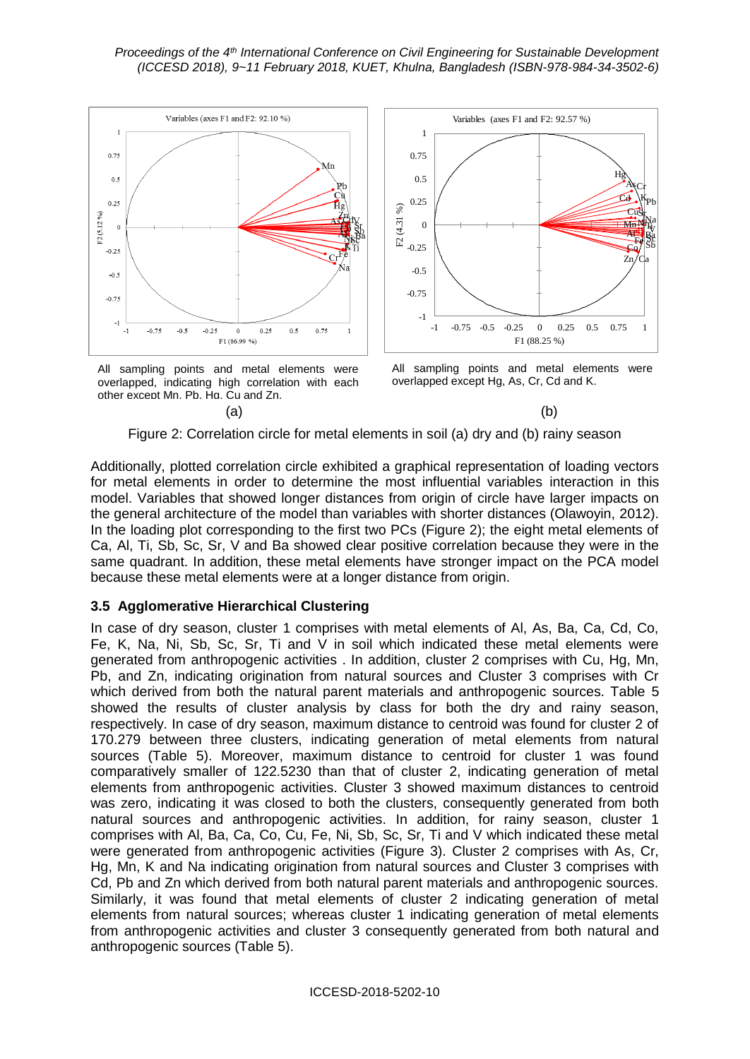All sampling points and metal elements were overlapped, indicating high correlation with each other except Mn, Pb, Hg, Cu and Zn.

(a)

All sampling points and metal elements were overlapped except Hg, As, Cr, Cd and K.

(b)

Figure 2: Correlation circle for metal elements in soil (a) dry and (b) rainy season

Additionally, plotted correlation circle exhibited a graphical representation of loading vectors for metal elements in order to determine the most influential variables interaction in this model. Variables that showed longer distances from origin of circle have larger impacts on the general architecture of the model than variables with shorter distances (Olawoyin, 2012). In the loading plot corresponding to the first two PCs (Figure 2); the eight metal elements of Ca, Al, Ti, Sb, Sc, Sr, V and Ba showed clear positive correlation because they were in the same quadrant. In addition, these metal elements have stronger impact on the PCA model because these metal elements were at a longer distance from origin.

### 3.5 Agglomerative Hierarchical Clustering

In case of dry season, cluster 1 comprises with metal elements of Al, As, Ba, Ca, Cd, Co, Fe, K, Na, Ni, Sb, Sc, Sr, Ti and V in soil which indicated these metal elements were generated from anthropogenic activities . In addition, cluster 2 comprises with Cu, Hg, Mn, Pb, and Zn, indicating origination from natural sources and Cluster 3 comprises with Cr which derived from both the natural parent materials and anthropogenic sources. Table 5 showed the results of cluster analysis by class for both the dry and rainy season, respectively. In case of dry season, maximum distance to centroid was found for cluster 2 of 170.279 between three clusters, indicating generation of metal elements from natural sources (Table 5). Moreover, maximum distance to centroid for cluster 1 was found comparatively smaller of 122.5230 than that of cluster 2, indicating generation of metal elements from anthropogenic activities. Cluster 3 showed maximum distances to centroid was zero, indicating it was closed to both the clusters, consequently generated from both natural sources and anthropogenic activities. In addition, for rainy season, cluster 1 comprises with Al, Ba, Ca, Co, Cu, Fe, Ni, Sb, Sc, Sr, Ti and V which indicated these metal were generated from anthropogenic activities (Figure 3). Cluster 2 comprises with As, Cr, Hg, Mn, K and Na indicating origination from natural sources and Cluster 3 comprises with Cd, Pb and Zn which derived from both natural parent materials and anthropogenic sources. Similarly, it was found that metal elements of cluster 2 indicating generation of metal elements from natural sources; whereas cluster 1 indicating generation of metal elements from anthropogenic activities and cluster 3 consequently generated from both natural and anthropogenic sources (Table 5).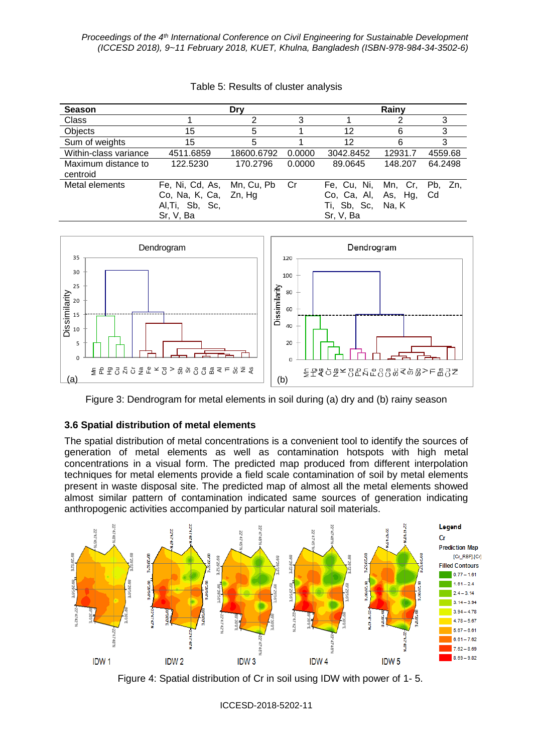Table 5: Results of cluster analysis

| Season | Dry | | | Rainy | | |
|---|---|---|---|---|---|---|
| Class | 1 | 2 | 3 | 1 | 2 | 3 |
| Objects | 15 | 5 | 1 | 12 | 6 | 3 |
| Sum of weights | 15 | 5 | 1 | 12 | 6 | 3 |
| Within-class variance | 4511.6859 | 18600.6792 | 0.0000 | 3042.8452 | 12931.7 | 4559.68 |
| Maximum distance to centroid | 122.5230 | 170.2796 | 0.0000 | 89.0645 | 148.207 | 64.2498 |
| Metal elements | Fe, Ni, Cd, As, Co, Na, K, Ca, Al,Ti, Sb, Sc, Sr, V, Ba | Mn, Cu, Pb Zn, Hg | Cr | Fe, Cu, Ni, Co, Ca, Al, Ti, Sb, Sc, Sr, V, Ba | Mn, Cr, As, Hg, Na, K | Pb, Zn, Cd |

Figure 3: Dendrogram for metal elements in soil during (a) dry and (b) rainy season

### 3.6 Spatial distribution of metal elements

The spatial distribution of metal concentrations is a convenient tool to identify the sources of generation of metal elements as well as contamination hotspots with high metal concentrations in a visual form. The predicted map produced from different interpolation techniques for metal elements provide a field scale contamination of soil by metal elements present in waste disposal site. The predicted map of almost all the metal elements showed almost similar pattern of contamination indicated same sources of generation indicating anthropogenic activities accompanied by particular natural soil materials.

Figure 4: Spatial distribution of Cr in soil using IDW with power of 1- 5.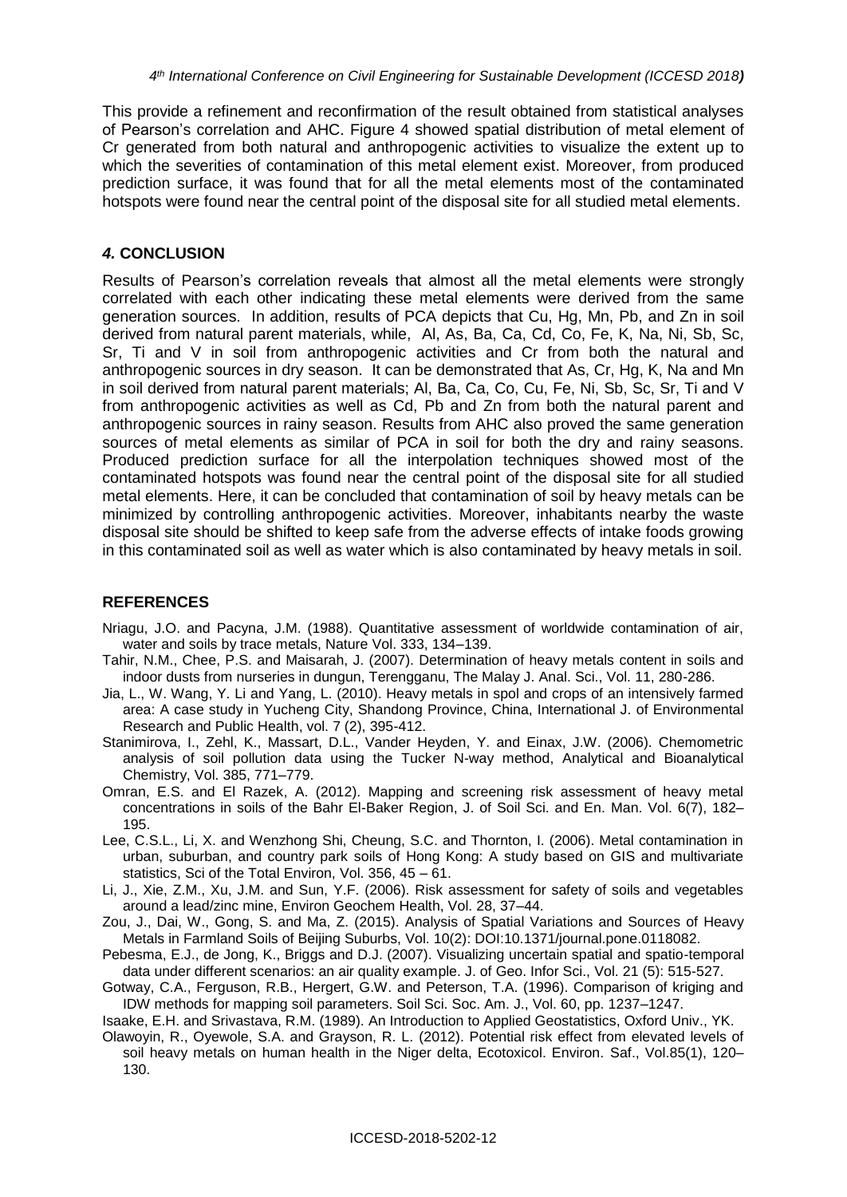This provide a refinement and reconfirmation of the result obtained from statistical analyses of Pearson's correlation and AHC. Figure 4 showed spatial distribution of metal element of Cr generated from both natural and anthropogenic activities to visualize the extent up to which the severities of contamination of this metal element exist. Moreover, from produced prediction surface, it was found that for all the metal elements most of the contaminated hotspots were found near the central point of the disposal site for all studied metal elements.

## *4.* CONCLUSION

Results of Pearson's correlation reveals that almost all the metal elements were strongly correlated with each other indicating these metal elements were derived from the same generation sources. In addition, results of PCA depicts that Cu, Hg, Mn, Pb, and Zn in soil derived from natural parent materials, while, Al, As, Ba, Ca, Cd, Co, Fe, K, Na, Ni, Sb, Sc, Sr, Ti and V in soil from anthropogenic activities and Cr from both the natural and anthropogenic sources in dry season. It can be demonstrated that As, Cr, Hg, K, Na and Mn in soil derived from natural parent materials; Al, Ba, Ca, Co, Cu, Fe, Ni, Sb, Sc, Sr, Ti and V from anthropogenic activities as well as Cd, Pb and Zn from both the natural parent and anthropogenic sources in rainy season. Results from AHC also proved the same generation sources of metal elements as similar of PCA in soil for both the dry and rainy seasons. Produced prediction surface for all the interpolation techniques showed most of the contaminated hotspots was found near the central point of the disposal site for all studied metal elements. Here, it can be concluded that contamination of soil by heavy metals can be minimized by controlling anthropogenic activities. Moreover, inhabitants nearby the waste disposal site should be shifted to keep safe from the adverse effects of intake foods growing in this contaminated soil as well as water which is also contaminated by heavy metals in soil.

## REFERENCES

Nriagu, J.O. and Pacyna, J.M. (1988). Quantitative assessment of worldwide contamination of air, water and soils by trace metals, Nature Vol. 333, 134–139.

Tahir, N.M., Chee, P.S. and Maisarah, J. (2007). Determination of heavy metals content in soils and indoor dusts from nurseries in dungun, Terengganu, The Malay J. Anal. Sci., Vol. 11, 280-286.

Jia, L., W. Wang, Y. Li and Yang, L. (2010). Heavy metals in spol and crops of an intensively farmed area: A case study in Yucheng City, Shandong Province, China, International J. of Environmental Research and Public Health, vol. 7 (2), 395-412.

Stanimirova, I., Zehl, K., Massart, D.L., Vander Heyden, Y. and Einax, J.W. (2006). Chemometric analysis of soil pollution data using the Tucker N-way method, Analytical and Bioanalytical Chemistry, Vol. 385, 771–779.

Omran, E.S. and El Razek, A. (2012). Mapping and screening risk assessment of heavy metal concentrations in soils of the Bahr El-Baker Region, J. of Soil Sci. and En. Man. Vol. 6(7), 182–195.

Lee, C.S.L., Li, X. and Wenzhong Shi, Cheung, S.C. and Thornton, I. (2006). Metal contamination in urban, suburban, and country park soils of Hong Kong: A study based on GIS and multivariate statistics, Sci of the Total Environ, Vol. 356, 45 – 61.

Li, J., Xie, Z.M., Xu, J.M. and Sun, Y.F. (2006). Risk assessment for safety of soils and vegetables around a lead/zinc mine, Environ Geochem Health, Vol. 28, 37–44.

Zou, J., Dai, W., Gong, S. and Ma, Z. (2015). Analysis of Spatial Variations and Sources of Heavy Metals in Farmland Soils of Beijing Suburbs, Vol. 10(2): DOI:10.1371/journal.pone.0118082.

Pebesma, E.J., de Jong, K., Briggs and D.J. (2007). Visualizing uncertain spatial and spatio-temporal data under different scenarios: an air quality example. J. of Geo. Infor Sci., Vol. 21 (5): 515-527.

Gotway, C.A., Ferguson, R.B., Hergert, G.W. and Peterson, T.A. (1996). Comparison of kriging and IDW methods for mapping soil parameters. Soil Sci. Soc. Am. J., Vol. 60, pp. 1237–1247.

Isaake, E.H. and Srivastava, R.M. (1989). An Introduction to Applied Geostatistics, Oxford Univ., YK.

Olawoyin, R., Oyewole, S.A. and Grayson, R. L. (2012). Potential risk effect from elevated levels of soil heavy metals on human health in the Niger delta, Ecotoxicol. Environ. Saf., Vol.85(1), 120–130.